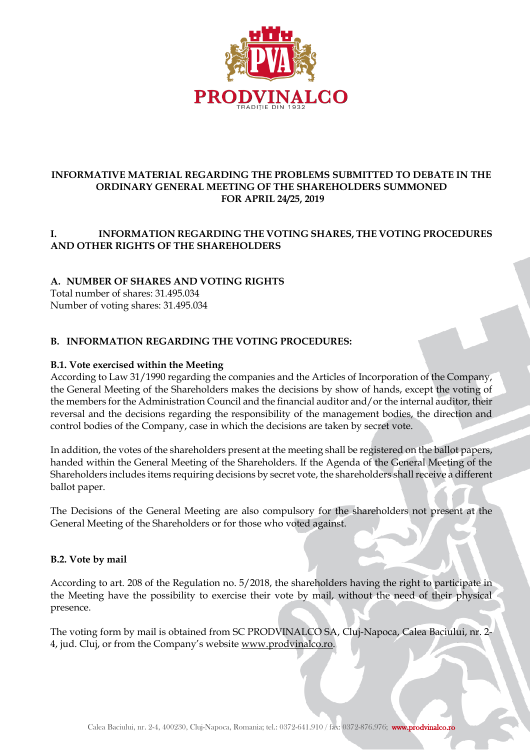# INFORMATIVE MATERIAL REGARDING THE PROBLEMS SUBMITTED TO DEBATE IN THE ORDINARY GENERAL MEETING OF THE SHAREHOLDERS SUMMONED FOR APRIL 24/25, 2019

## I. INFORMATION REGARDING THE VOTING SHARES, THE VOTING PROCEDURES AND OTHER RIGHTS OF THE SHAREHOLDERS

### A. NUMBER OF SHARES AND VOTING RIGHTS

Total number of shares: 31.495.034
Number of voting shares: 31.495.034

### B. INFORMATION REGARDING THE VOTING PROCEDURES:

**B.1. Vote exercised within the Meeting**

According to Law 31/1990 regarding the companies and the Articles of Incorporation of the Company, the General Meeting of the Shareholders makes the decisions by show of hands, except the voting of the members for the Administration Council and the financial auditor and/or the internal auditor, their reversal and the decisions regarding the responsibility of the management bodies, the direction and control bodies of the Company, case in which the decisions are taken by secret vote.

In addition, the votes of the shareholders present at the meeting shall be registered on the ballot papers, handed within the General Meeting of the Shareholders. If the Agenda of the General Meeting of the Shareholders includes items requiring decisions by secret vote, the shareholders shall receive a different ballot paper.

The Decisions of the General Meeting are also compulsory for the shareholders not present at the General Meeting of the Shareholders or for those who voted against.

**B.2. Vote by mail**

According to art. 208 of the Regulation no. 5/2018, the shareholders having the right to participate in the Meeting have the possibility to exercise their vote by mail, without the need of their physical presence.

The voting form by mail is obtained from SC PRODVINALCO SA, Cluj-Napoca, Calea Baciului, nr. 2-4, jud. Cluj, or from the Company's website www.prodvinalco.ro.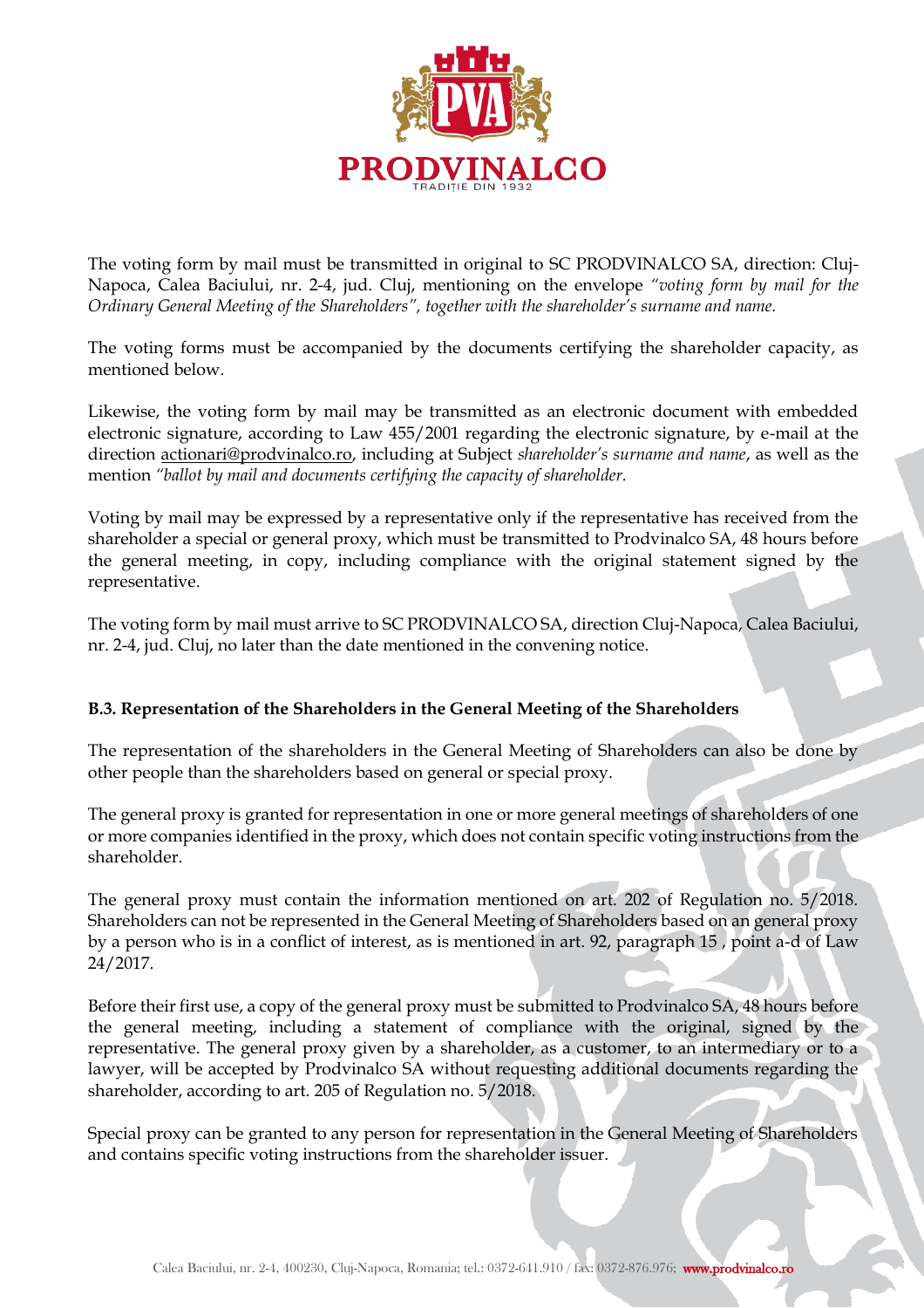The voting form by mail must be transmitted in original to SC PRODVINALCO SA, direction: Cluj-Napoca, Calea Baciului, nr. 2-4, jud. Cluj, mentioning on the envelope *"voting form by mail for the Ordinary General Meeting of the Shareholders", together with the shareholder's surname and name.*

The voting forms must be accompanied by the documents certifying the shareholder capacity, as mentioned below.

Likewise, the voting form by mail may be transmitted as an electronic document with embedded electronic signature, according to Law 455/2001 regarding the electronic signature, by e-mail at the direction actionari@prodvinalco.ro, including at Subject *shareholder's surname and name*, as well as the mention *"ballot by mail and documents certifying the capacity of shareholder.*

Voting by mail may be expressed by a representative only if the representative has received from the shareholder a special or general proxy, which must be transmitted to Prodvinalco SA, 48 hours before the general meeting, in copy, including compliance with the original statement signed by the representative.

The voting form by mail must arrive to SC PRODVINALCO SA, direction Cluj-Napoca, Calea Baciului, nr. 2-4, jud. Cluj, no later than the date mentioned in the convening notice.

**B.3. Representation of the Shareholders in the General Meeting of the Shareholders**

The representation of the shareholders in the General Meeting of Shareholders can also be done by other people than the shareholders based on general or special proxy.

The general proxy is granted for representation in one or more general meetings of shareholders of one or more companies identified in the proxy, which does not contain specific voting instructions from the shareholder.

The general proxy must contain the information mentioned on art. 202 of Regulation no. 5/2018. Shareholders can not be represented in the General Meeting of Shareholders based on an general proxy by a person who is in a conflict of interest, as is mentioned in art. 92, paragraph 15 , point a-d of Law 24/2017.

Before their first use, a copy of the general proxy must be submitted to Prodvinalco SA, 48 hours before the general meeting, including a statement of compliance with the original, signed by the representative. The general proxy given by a shareholder, as a customer, to an intermediary or to a lawyer, will be accepted by Prodvinalco SA without requesting additional documents regarding the shareholder, according to art. 205 of Regulation no. 5/2018.

Special proxy can be granted to any person for representation in the General Meeting of Shareholders and contains specific voting instructions from the shareholder issuer.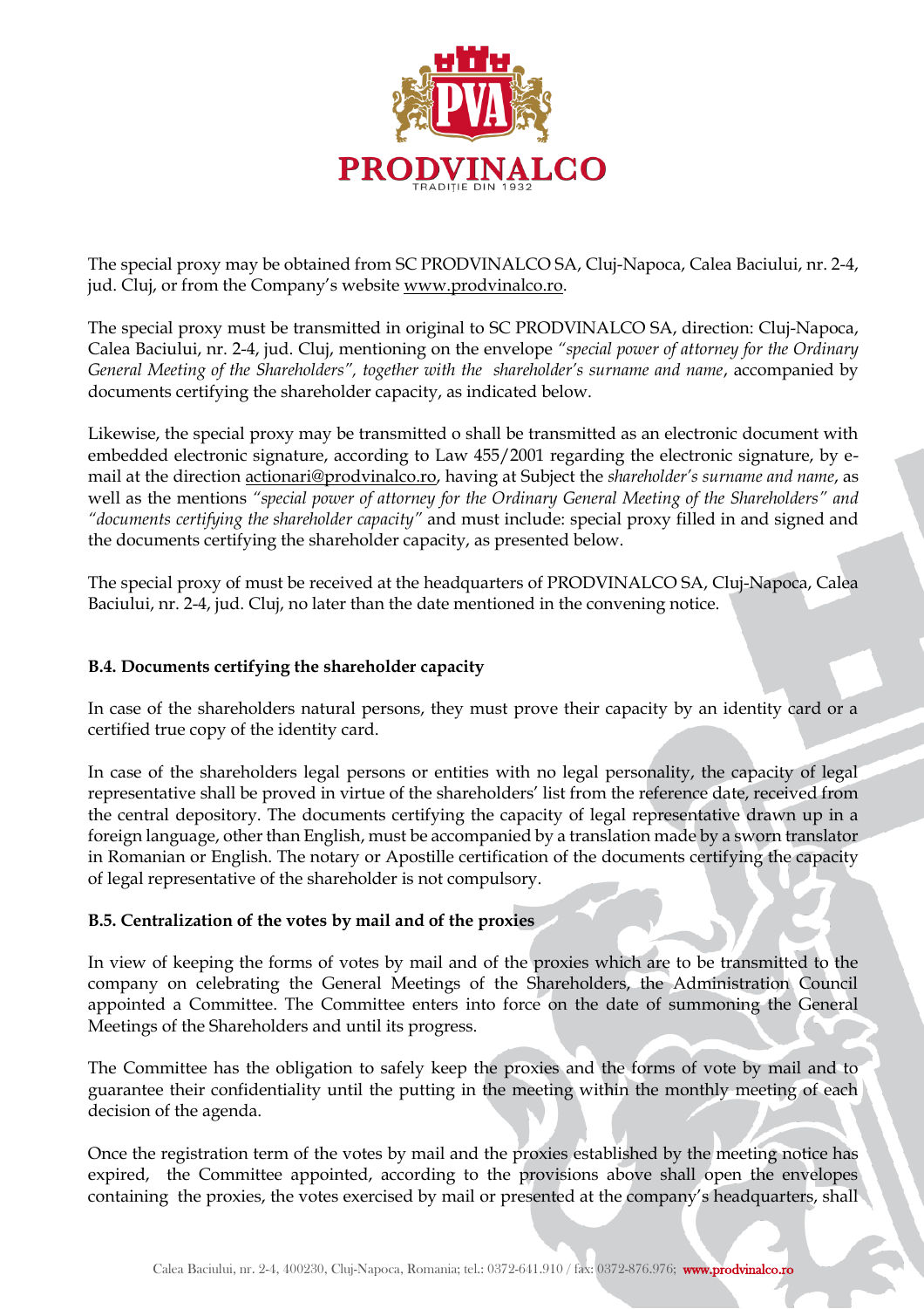The special proxy may be obtained from SC PRODVINALCO SA, Cluj-Napoca, Calea Baciului, nr. 2-4, jud. Cluj, or from the Company's website www.prodvinalco.ro.

The special proxy must be transmitted in original to SC PRODVINALCO SA, direction: Cluj-Napoca, Calea Baciului, nr. 2-4, jud. Cluj, mentioning on the envelope *"special power of attorney for the Ordinary General Meeting of the Shareholders", together with the shareholder's surname and name*, accompanied by documents certifying the shareholder capacity, as indicated below.

Likewise, the special proxy may be transmitted o shall be transmitted as an electronic document with embedded electronic signature, according to Law 455/2001 regarding the electronic signature, by e-mail at the direction actionari@prodvinalco.ro, having at Subject the *shareholder's surname and name*, as well as the mentions *"special power of attorney for the Ordinary General Meeting of the Shareholders" and "documents certifying the shareholder capacity"* and must include: special proxy filled in and signed and the documents certifying the shareholder capacity, as presented below.

The special proxy of must be received at the headquarters of PRODVINALCO SA, Cluj-Napoca, Calea Baciului, nr. 2-4, jud. Cluj, no later than the date mentioned in the convening notice.

**B.4. Documents certifying the shareholder capacity**

In case of the shareholders natural persons, they must prove their capacity by an identity card or a certified true copy of the identity card.

In case of the shareholders legal persons or entities with no legal personality, the capacity of legal representative shall be proved in virtue of the shareholders' list from the reference date, received from the central depository. The documents certifying the capacity of legal representative drawn up in a foreign language, other than English, must be accompanied by a translation made by a sworn translator in Romanian or English. The notary or Apostille certification of the documents certifying the capacity of legal representative of the shareholder is not compulsory.

**B.5. Centralization of the votes by mail and of the proxies**

In view of keeping the forms of votes by mail and of the proxies which are to be transmitted to the company on celebrating the General Meetings of the Shareholders, the Administration Council appointed a Committee. The Committee enters into force on the date of summoning the General Meetings of the Shareholders and until its progress.

The Committee has the obligation to safely keep the proxies and the forms of vote by mail and to guarantee their confidentiality until the putting in the meeting within the monthly meeting of each decision of the agenda.

Once the registration term of the votes by mail and the proxies established by the meeting notice has expired, the Committee appointed, according to the provisions above shall open the envelopes containing the proxies, the votes exercised by mail or presented at the company's headquarters, shall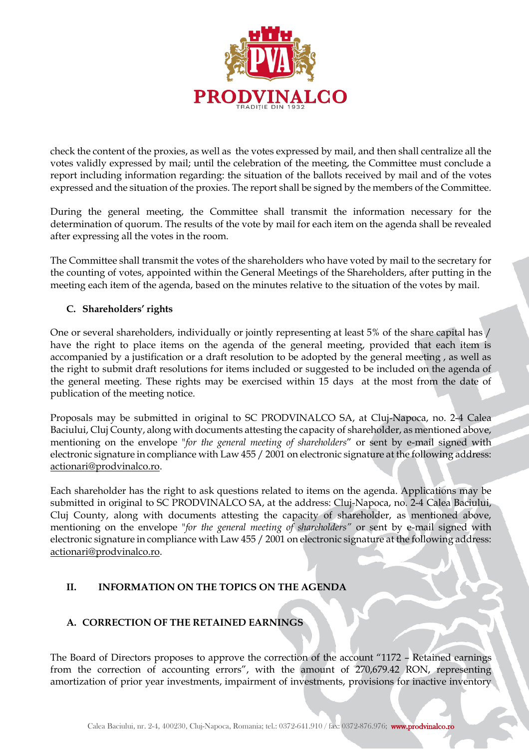check the content of the proxies, as well as the votes expressed by mail, and then shall centralize all the votes validly expressed by mail; until the celebration of the meeting, the Committee must conclude a report including information regarding: the situation of the ballots received by mail and of the votes expressed and the situation of the proxies. The report shall be signed by the members of the Committee.

During the general meeting, the Committee shall transmit the information necessary for the determination of quorum. The results of the vote by mail for each item on the agenda shall be revealed after expressing all the votes in the room.

The Committee shall transmit the votes of the shareholders who have voted by mail to the secretary for the counting of votes, appointed within the General Meetings of the Shareholders, after putting in the meeting each item of the agenda, based on the minutes relative to the situation of the votes by mail.

### C. Shareholders' rights

One or several shareholders, individually or jointly representing at least 5% of the share capital has / have the right to place items on the agenda of the general meeting, provided that each item is accompanied by a justification or a draft resolution to be adopted by the general meeting , as well as the right to submit draft resolutions for items included or suggested to be included on the agenda of the general meeting. These rights may be exercised within 15 days at the most from the date of publication of the meeting notice.

Proposals may be submitted in original to SC PRODVINALCO SA, at Cluj-Napoca, no. 2-4 Calea Baciului, Cluj County, along with documents attesting the capacity of shareholder, as mentioned above, mentioning on the envelope "*for the general meeting of shareholders*" or sent by e-mail signed with electronic signature in compliance with Law 455 / 2001 on electronic signature at the following address: actionari@prodvinalco.ro.

Each shareholder has the right to ask questions related to items on the agenda. Applications may be submitted in original to SC PRODVINALCO SA, at the address: Cluj-Napoca, no. 2-4 Calea Baciului, Cluj County, along with documents attesting the capacity of shareholder, as mentioned above, mentioning on the envelope "*for the general meeting of shareholders*" or sent by e-mail signed with electronic signature in compliance with Law 455 / 2001 on electronic signature at the following address: actionari@prodvinalco.ro.

## II. INFORMATION ON THE TOPICS ON THE AGENDA

### A. CORRECTION OF THE RETAINED EARNINGS

The Board of Directors proposes to approve the correction of the account "1172 – Retained earnings from the correction of accounting errors", with the amount of 270,679.42 RON, representing amortization of prior year investments, impairment of investments, provisions for inactive inventory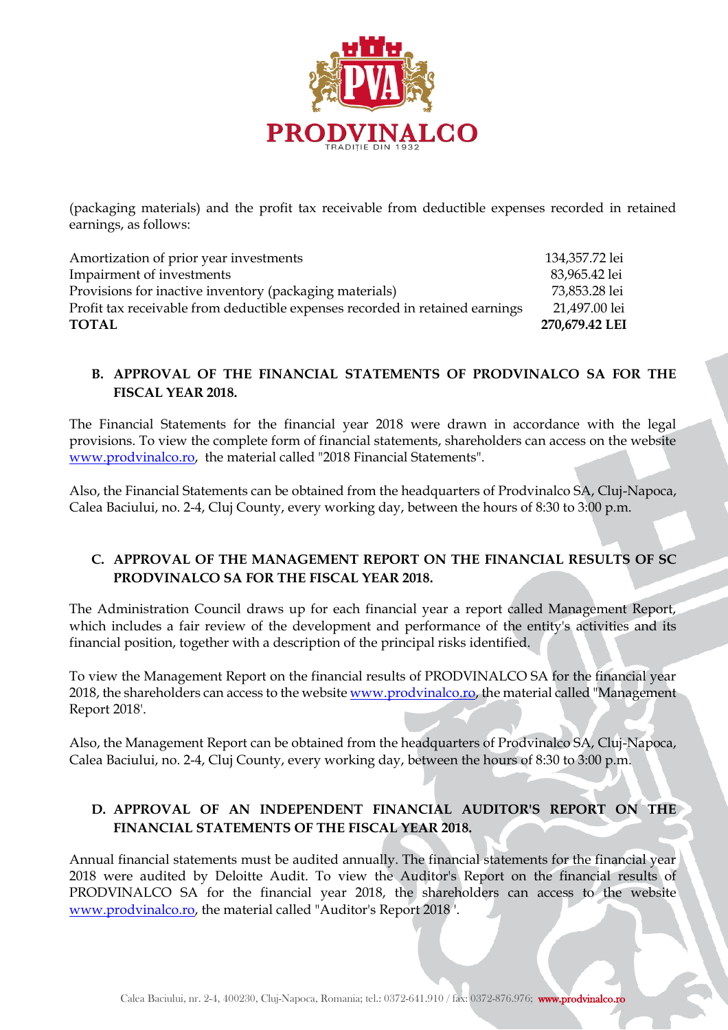(packaging materials) and the profit tax receivable from deductible expenses recorded in retained earnings, as follows:

| | |
|---|---|
| Amortization of prior year investments | 134,357.72 lei |
| Impairment of investments | 83,965.42 lei |
| Provisions for inactive inventory (packaging materials) | 73,853.28 lei |
| Profit tax receivable from deductible expenses recorded in retained earnings | 21,497.00 lei |
| **TOTAL** | **270,679.42 LEI** |

## B. APPROVAL OF THE FINANCIAL STATEMENTS OF PRODVINALCO SA FOR THE FISCAL YEAR 2018.

The Financial Statements for the financial year 2018 were drawn in accordance with the legal provisions. To view the complete form of financial statements, shareholders can access on the website www.prodvinalco.ro, the material called "2018 Financial Statements".

Also, the Financial Statements can be obtained from the headquarters of Prodvinalco SA, Cluj-Napoca, Calea Baciului, no. 2-4, Cluj County, every working day, between the hours of 8:30 to 3:00 p.m.

## C. APPROVAL OF THE MANAGEMENT REPORT ON THE FINANCIAL RESULTS OF SC PRODVINALCO SA FOR THE FISCAL YEAR 2018.

The Administration Council draws up for each financial year a report called Management Report, which includes a fair review of the development and performance of the entity's activities and its financial position, together with a description of the principal risks identified.

To view the Management Report on the financial results of PRODVINALCO SA for the financial year 2018, the shareholders can access to the website www.prodvinalco.ro, the material called "Management Report 2018'.

Also, the Management Report can be obtained from the headquarters of Prodvinalco SA, Cluj-Napoca, Calea Baciului, no. 2-4, Cluj County, every working day, between the hours of 8:30 to 3:00 p.m.

## D. APPROVAL OF AN INDEPENDENT FINANCIAL AUDITOR'S REPORT ON THE FINANCIAL STATEMENTS OF THE FISCAL YEAR 2018.

Annual financial statements must be audited annually. The financial statements for the financial year 2018 were audited by Deloitte Audit. To view the Auditor's Report on the financial results of PRODVINALCO SA for the financial year 2018, the shareholders can access to the website www.prodvinalco.ro, the material called "Auditor's Report 2018 '.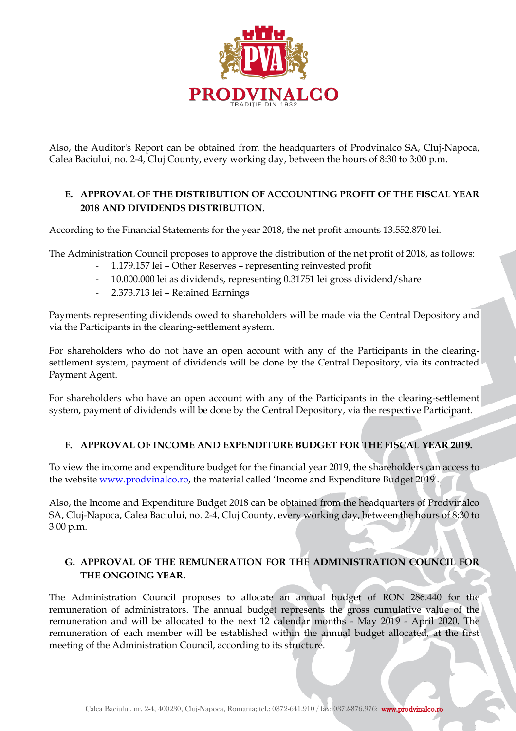Also, the Auditor's Report can be obtained from the headquarters of Prodvinalco SA, Cluj-Napoca, Calea Baciului, no. 2-4, Cluj County, every working day, between the hours of 8:30 to 3:00 p.m.

## E. APPROVAL OF THE DISTRIBUTION OF ACCOUNTING PROFIT OF THE FISCAL YEAR 2018 AND DIVIDENDS DISTRIBUTION.

According to the Financial Statements for the year 2018, the net profit amounts 13.552.870 lei.

The Administration Council proposes to approve the distribution of the net profit of 2018, as follows:

- 1.179.157 lei – Other Reserves – representing reinvested profit
- 10.000.000 lei as dividends, representing 0.31751 lei gross dividend/share
- 2.373.713 lei – Retained Earnings

Payments representing dividends owed to shareholders will be made via the Central Depository and via the Participants in the clearing-settlement system.

For shareholders who do not have an open account with any of the Participants in the clearing-settlement system, payment of dividends will be done by the Central Depository, via its contracted Payment Agent.

For shareholders who have an open account with any of the Participants in the clearing-settlement system, payment of dividends will be done by the Central Depository, via the respective Participant.

## F. APPROVAL OF INCOME AND EXPENDITURE BUDGET FOR THE FISCAL YEAR 2019.

To view the income and expenditure budget for the financial year 2019, the shareholders can access to the website www.prodvinalco.ro, the material called 'Income and Expenditure Budget 2019'.

Also, the Income and Expenditure Budget 2018 can be obtained from the headquarters of Prodvinalco SA, Cluj-Napoca, Calea Baciului, no. 2-4, Cluj County, every working day, between the hours of 8:30 to 3:00 p.m.

## G. APPROVAL OF THE REMUNERATION FOR THE ADMINISTRATION COUNCIL FOR THE ONGOING YEAR.

The Administration Council proposes to allocate an annual budget of RON 286.440 for the remuneration of administrators. The annual budget represents the gross cumulative value of the remuneration and will be allocated to the next 12 calendar months - May 2019 - April 2020. The remuneration of each member will be established within the annual budget allocated, at the first meeting of the Administration Council, according to its structure.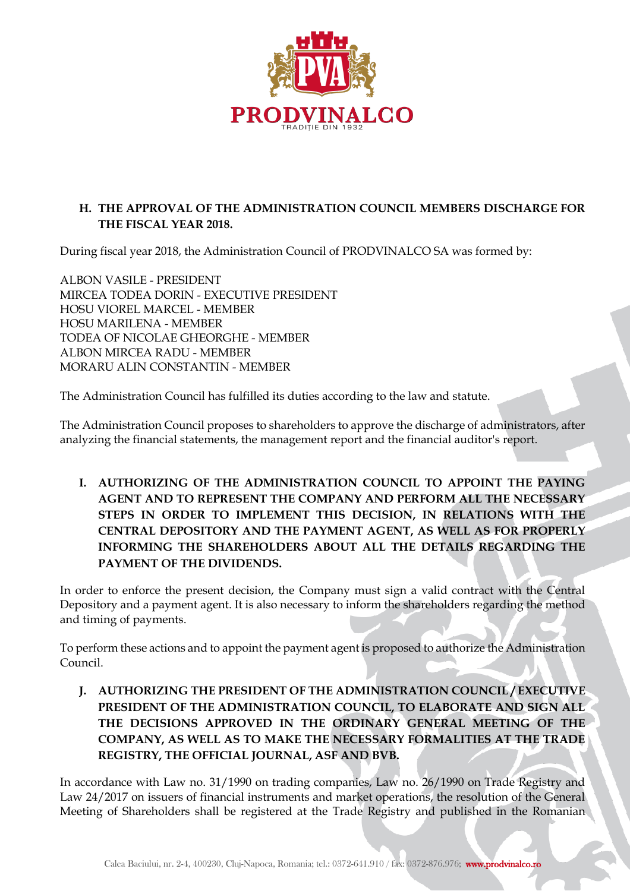**H. THE APPROVAL OF THE ADMINISTRATION COUNCIL MEMBERS DISCHARGE FOR THE FISCAL YEAR 2018.**

During fiscal year 2018, the Administration Council of PRODVINALCO SA was formed by:

ALBON VASILE - PRESIDENT
MIRCEA TODEA DORIN - EXECUTIVE PRESIDENT
HOSU VIOREL MARCEL - MEMBER
HOSU MARILENA - MEMBER
TODEA OF NICOLAE GHEORGHE - MEMBER
ALBON MIRCEA RADU - MEMBER
MORARU ALIN CONSTANTIN - MEMBER

The Administration Council has fulfilled its duties according to the law and statute.

The Administration Council proposes to shareholders to approve the discharge of administrators, after analyzing the financial statements, the management report and the financial auditor's report.

**I. AUTHORIZING OF THE ADMINISTRATION COUNCIL TO APPOINT THE PAYING AGENT AND TO REPRESENT THE COMPANY AND PERFORM ALL THE NECESSARY STEPS IN ORDER TO IMPLEMENT THIS DECISION, IN RELATIONS WITH THE CENTRAL DEPOSITORY AND THE PAYMENT AGENT, AS WELL AS FOR PROPERLY INFORMING THE SHAREHOLDERS ABOUT ALL THE DETAILS REGARDING THE PAYMENT OF THE DIVIDENDS.**

In order to enforce the present decision, the Company must sign a valid contract with the Central Depository and a payment agent. It is also necessary to inform the shareholders regarding the method and timing of payments.

To perform these actions and to appoint the payment agent is proposed to authorize the Administration Council.

**J. AUTHORIZING THE PRESIDENT OF THE ADMINISTRATION COUNCIL / EXECUTIVE PRESIDENT OF THE ADMINISTRATION COUNCIL, TO ELABORATE AND SIGN ALL THE DECISIONS APPROVED IN THE ORDINARY GENERAL MEETING OF THE COMPANY, AS WELL AS TO MAKE THE NECESSARY FORMALITIES AT THE TRADE REGISTRY, THE OFFICIAL JOURNAL, ASF AND BVB.**

In accordance with Law no. 31/1990 on trading companies, Law no. 26/1990 on Trade Registry and Law 24/2017 on issuers of financial instruments and market operations, the resolution of the General Meeting of Shareholders shall be registered at the Trade Registry and published in the Romanian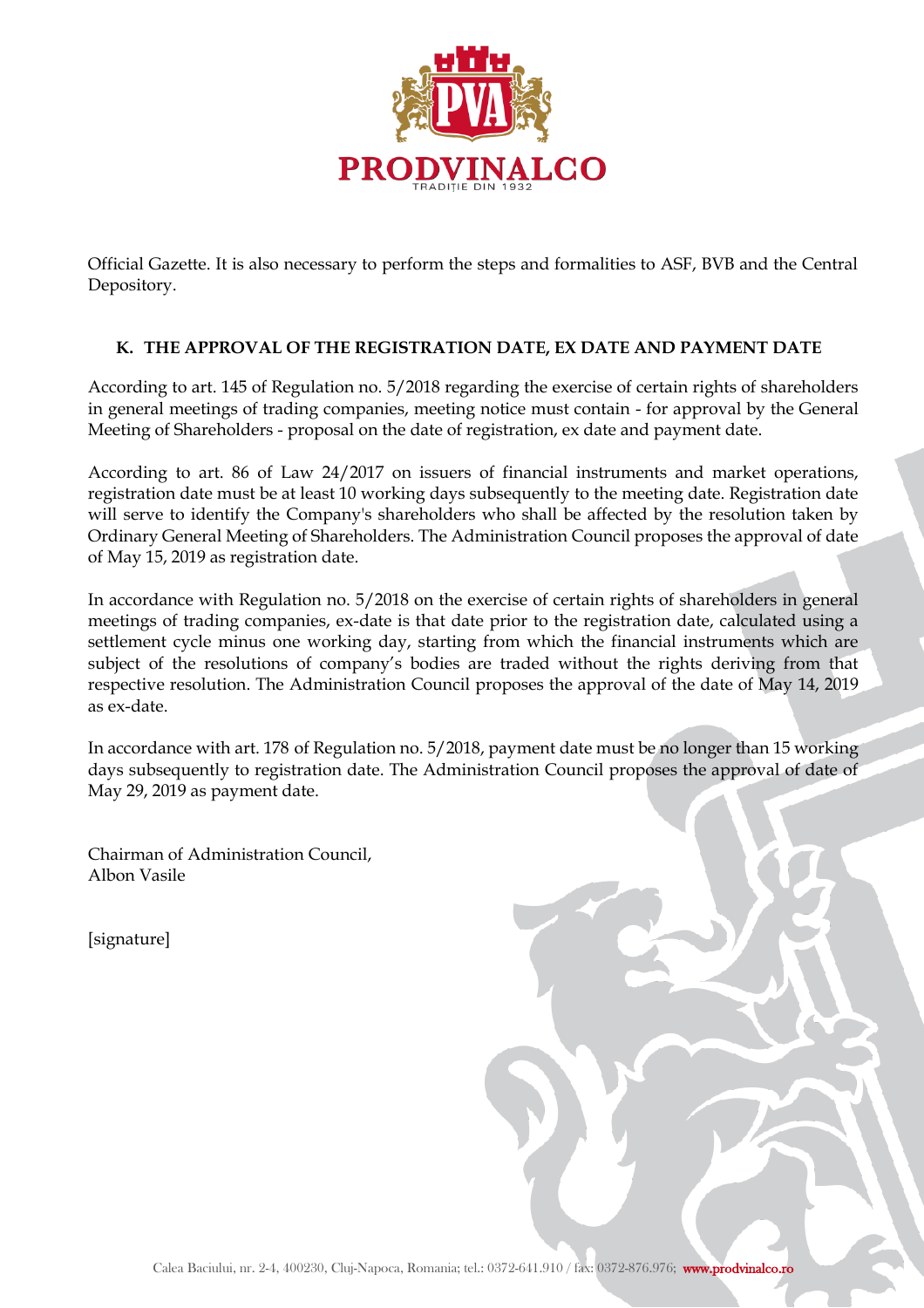Official Gazette. It is also necessary to perform the steps and formalities to ASF, BVB and the Central Depository.

## K. THE APPROVAL OF THE REGISTRATION DATE, EX DATE AND PAYMENT DATE

According to art. 145 of Regulation no. 5/2018 regarding the exercise of certain rights of shareholders in general meetings of trading companies, meeting notice must contain - for approval by the General Meeting of Shareholders - proposal on the date of registration, ex date and payment date.

According to art. 86 of Law 24/2017 on issuers of financial instruments and market operations, registration date must be at least 10 working days subsequently to the meeting date. Registration date will serve to identify the Company's shareholders who shall be affected by the resolution taken by Ordinary General Meeting of Shareholders. The Administration Council proposes the approval of date of May 15, 2019 as registration date.

In accordance with Regulation no. 5/2018 on the exercise of certain rights of shareholders in general meetings of trading companies, ex-date is that date prior to the registration date, calculated using a settlement cycle minus one working day, starting from which the financial instruments which are subject of the resolutions of company's bodies are traded without the rights deriving from that respective resolution. The Administration Council proposes the approval of the date of May 14, 2019 as ex-date.

In accordance with art. 178 of Regulation no. 5/2018, payment date must be no longer than 15 working days subsequently to registration date. The Administration Council proposes the approval of date of May 29, 2019 as payment date.

Chairman of Administration Council,
Albon Vasile

[signature]